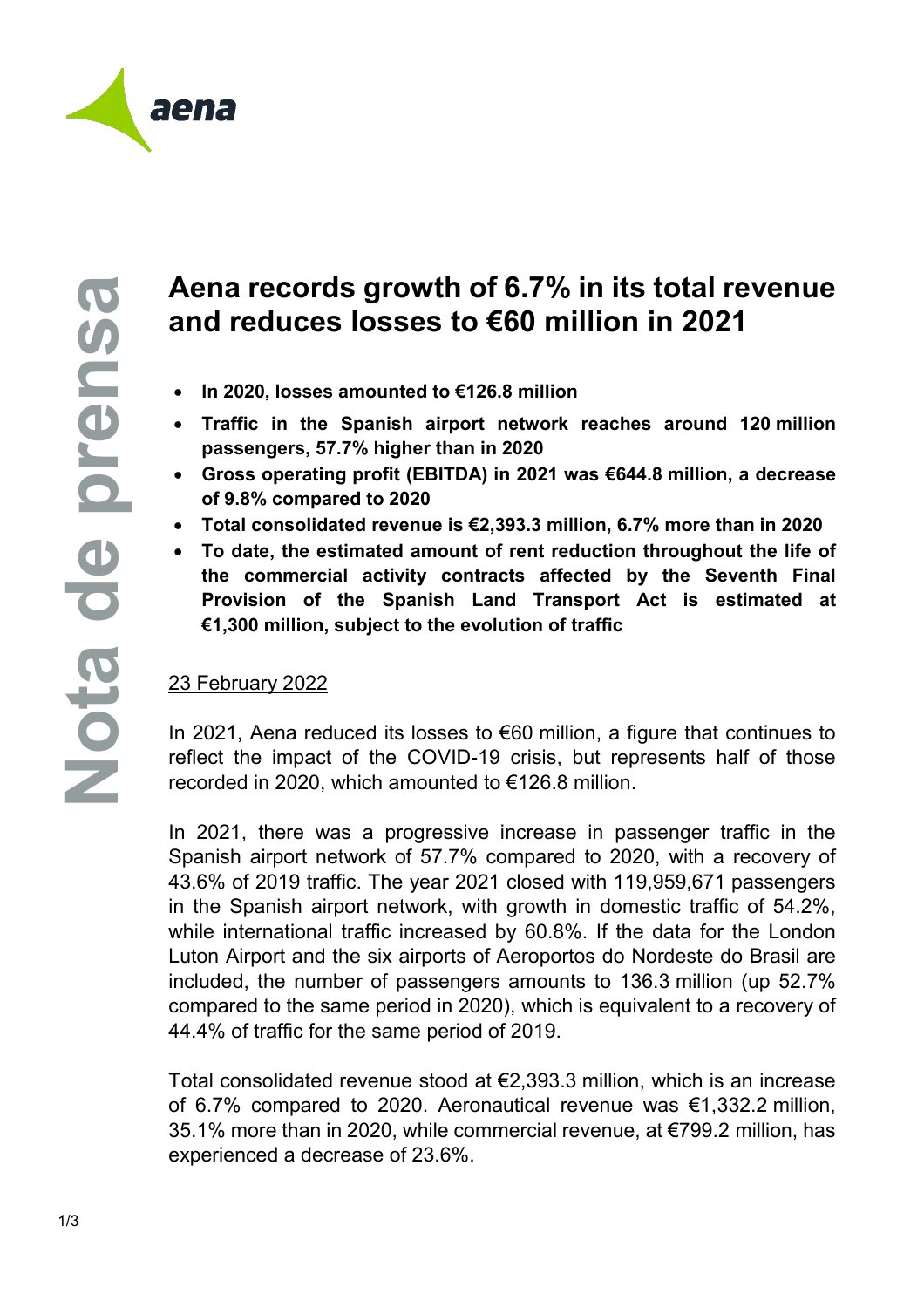# Aena records growth of 6.7% in its total revenue and reduces losses to €60 million in 2021

- **In 2020, losses amounted to €126.8 million**
- **Traffic in the Spanish airport network reaches around 120 million passengers, 57.7% higher than in 2020**
- **Gross operating profit (EBITDA) in 2021 was €644.8 million, a decrease of 9.8% compared to 2020**
- **Total consolidated revenue is €2,393.3 million, 6.7% more than in 2020**
- **To date, the estimated amount of rent reduction throughout the life of the commercial activity contracts affected by the Seventh Final Provision of the Spanish Land Transport Act is estimated at €1,300 million, subject to the evolution of traffic**

23 February 2022

In 2021, Aena reduced its losses to €60 million, a figure that continues to reflect the impact of the COVID-19 crisis, but represents half of those recorded in 2020, which amounted to €126.8 million.

In 2021, there was a progressive increase in passenger traffic in the Spanish airport network of 57.7% compared to 2020, with a recovery of 43.6% of 2019 traffic. The year 2021 closed with 119,959,671 passengers in the Spanish airport network, with growth in domestic traffic of 54.2%, while international traffic increased by 60.8%. If the data for the London Luton Airport and the six airports of Aeroportos do Nordeste do Brasil are included, the number of passengers amounts to 136.3 million (up 52.7% compared to the same period in 2020), which is equivalent to a recovery of 44.4% of traffic for the same period of 2019.

Total consolidated revenue stood at €2,393.3 million, which is an increase of 6.7% compared to 2020. Aeronautical revenue was €1,332.2 million, 35.1% more than in 2020, while commercial revenue, at €799.2 million, has experienced a decrease of 23.6%.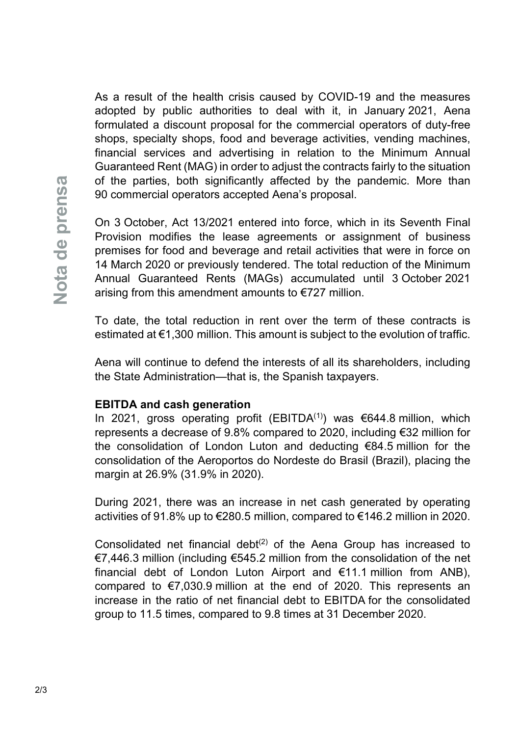As a result of the health crisis caused by COVID-19 and the measures adopted by public authorities to deal with it, in January 2021, Aena formulated a discount proposal for the commercial operators of duty-free shops, specialty shops, food and beverage activities, vending machines, financial services and advertising in relation to the Minimum Annual Guaranteed Rent (MAG) in order to adjust the contracts fairly to the situation of the parties, both significantly affected by the pandemic. More than 90 commercial operators accepted Aena's proposal.

On 3 October, Act 13/2021 entered into force, which in its Seventh Final Provision modifies the lease agreements or assignment of business premises for food and beverage and retail activities that were in force on 14 March 2020 or previously tendered. The total reduction of the Minimum Annual Guaranteed Rents (MAGs) accumulated until 3 October 2021 arising from this amendment amounts to €727 million.

To date, the total reduction in rent over the term of these contracts is estimated at €1,300 million. This amount is subject to the evolution of traffic.

Aena will continue to defend the interests of all its shareholders, including the State Administration—that is, the Spanish taxpayers.

**EBITDA and cash generation**

In 2021, gross operating profit (EBITDA[(1)]) was €644.8 million, which represents a decrease of 9.8% compared to 2020, including €32 million for the consolidation of London Luton and deducting €84.5 million for the consolidation of the Aeroportos do Nordeste do Brasil (Brazil), placing the margin at 26.9% (31.9% in 2020).

During 2021, there was an increase in net cash generated by operating activities of 91.8% up to €280.5 million, compared to €146.2 million in 2020.

Consolidated net financial debt[(2)] of the Aena Group has increased to €7,446.3 million (including €545.2 million from the consolidation of the net financial debt of London Luton Airport and €11.1 million from ANB), compared to €7,030.9 million at the end of 2020. This represents an increase in the ratio of net financial debt to EBITDA for the consolidated group to 11.5 times, compared to 9.8 times at 31 December 2020.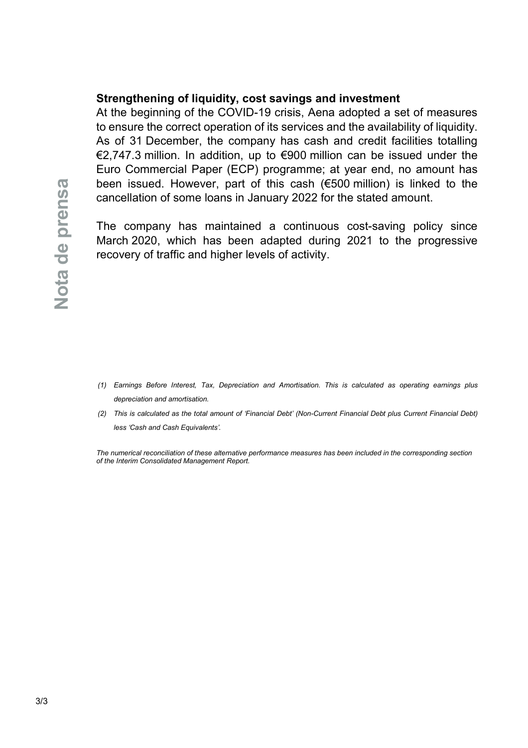**Strengthening of liquidity, cost savings and investment**

At the beginning of the COVID-19 crisis, Aena adopted a set of measures to ensure the correct operation of its services and the availability of liquidity. As of 31 December, the company has cash and credit facilities totalling €2,747.3 million. In addition, up to €900 million can be issued under the Euro Commercial Paper (ECP) programme; at year end, no amount has been issued. However, part of this cash (€500 million) is linked to the cancellation of some loans in January 2022 for the stated amount.

The company has maintained a continuous cost-saving policy since March 2020, which has been adapted during 2021 to the progressive recovery of traffic and higher levels of activity.

*(1) Earnings Before Interest, Tax, Depreciation and Amortisation. This is calculated as operating earnings plus depreciation and amortisation.*

*(2) This is calculated as the total amount of 'Financial Debt' (Non-Current Financial Debt plus Current Financial Debt) less 'Cash and Cash Equivalents'.*

*The numerical reconciliation of these alternative performance measures has been included in the corresponding section of the Interim Consolidated Management Report.*